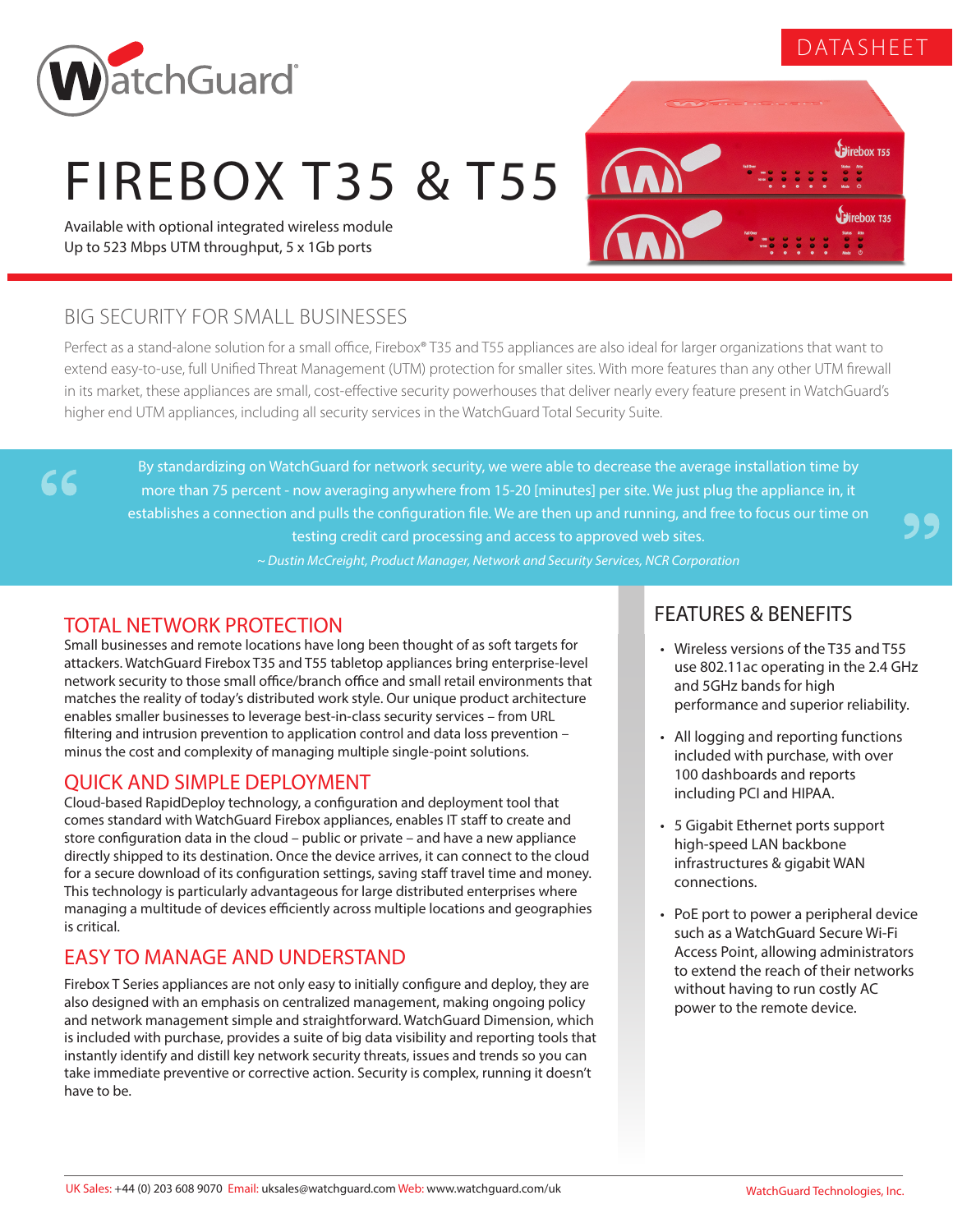DATASHEET

# FIREBOX T35 & T55

Available with optional integrated wireless module
Up to 523 Mbps UTM throughput, 5 x 1Gb ports

## BIG SECURITY FOR SMALL BUSINESSES

Perfect as a stand-alone solution for a small office, Firebox® T35 and T55 appliances are also ideal for larger organizations that want to extend easy-to-use, full Unified Threat Management (UTM) protection for smaller sites. With more features than any other UTM firewall in its market, these appliances are small, cost-effective security powerhouses that deliver nearly every feature present in WatchGuard's higher end UTM appliances, including all security services in the WatchGuard Total Security Suite.

> "By standardizing on WatchGuard for network security, we were able to decrease the average installation time by more than 75 percent - now averaging anywhere from 15-20 [minutes] per site. We just plug the appliance in, it establishes a connection and pulls the configuration file. We are then up and running, and free to focus our time on testing credit card processing and access to approved web sites."
>
> *~ Dustin McCreight, Product Manager, Network and Security Services, NCR Corporation*

## TOTAL NETWORK PROTECTION

Small businesses and remote locations have long been thought of as soft targets for attackers. WatchGuard Firebox T35 and T55 tabletop appliances bring enterprise-level network security to those small office/branch office and small retail environments that matches the reality of today's distributed work style. Our unique product architecture enables smaller businesses to leverage best-in-class security services – from URL filtering and intrusion prevention to application control and data loss prevention – minus the cost and complexity of managing multiple single-point solutions.

## QUICK AND SIMPLE DEPLOYMENT

Cloud-based RapidDeploy technology, a configuration and deployment tool that comes standard with WatchGuard Firebox appliances, enables IT staff to create and store configuration data in the cloud – public or private – and have a new appliance directly shipped to its destination. Once the device arrives, it can connect to the cloud for a secure download of its configuration settings, saving staff travel time and money. This technology is particularly advantageous for large distributed enterprises where managing a multitude of devices efficiently across multiple locations and geographies is critical.

## EASY TO MANAGE AND UNDERSTAND

Firebox T Series appliances are not only easy to initially configure and deploy, they are also designed with an emphasis on centralized management, making ongoing policy and network management simple and straightforward. WatchGuard Dimension, which is included with purchase, provides a suite of big data visibility and reporting tools that instantly identify and distill key network security threats, issues and trends so you can take immediate preventive or corrective action. Security is complex, running it doesn't have to be.

## FEATURES & BENEFITS

- Wireless versions of the T35 and T55 use 802.11ac operating in the 2.4 GHz and 5GHz bands for high performance and superior reliability.
- All logging and reporting functions included with purchase, with over 100 dashboards and reports including PCI and HIPAA.
- 5 Gigabit Ethernet ports support high-speed LAN backbone infrastructures & gigabit WAN connections.
- PoE port to power a peripheral device such as a WatchGuard Secure Wi-Fi Access Point, allowing administrators to extend the reach of their networks without having to run costly AC power to the remote device.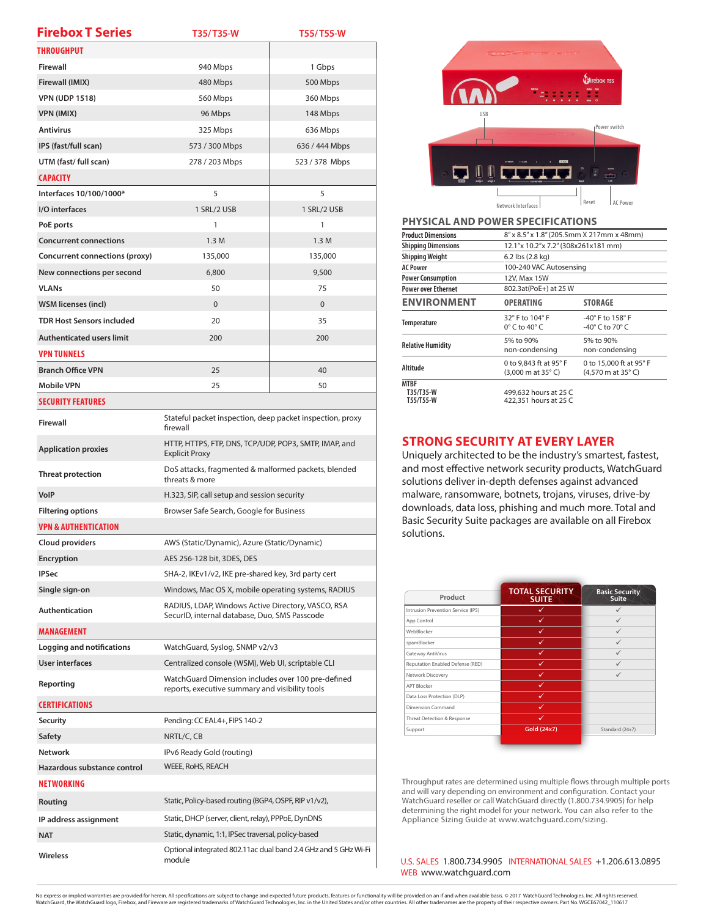# Firebox T Series

| Firebox T Series | T35/T35-W | T55/T55-W |
|---|---|---|
| **THROUGHPUT** | | |
| Firewall | 940 Mbps | 1 Gbps |
| Firewall (IMIX) | 480 Mbps | 500 Mbps |
| VPN (UDP 1518) | 560 Mbps | 360 Mbps |
| VPN (IMIX) | 96 Mbps | 148 Mbps |
| Antivirus | 325 Mbps | 636 Mbps |
| IPS (fast/full scan) | 573 / 300 Mbps | 636 / 444 Mbps |
| UTM (fast/ full scan) | 278 / 203 Mbps | 523 / 378 Mbps |
| **CAPACITY** | | |
| Interfaces 10/100/1000* | 5 | 5 |
| I/O interfaces | 1 SRL/2 USB | 1 SRL/2 USB |
| PoE ports | 1 | 1 |
| Concurrent connections | 1.3 M | 1.3 M |
| Concurrent connections (proxy) | 135,000 | 135,000 |
| New connections per second | 6,800 | 9,500 |
| VLANs | 50 | 75 |
| WSM licenses (incl) | 0 | 0 |
| TDR Host Sensors included | 20 | 35 |
| Authenticated users limit | 200 | 200 |
| **VPN TUNNELS** | | |
| Branch Office VPN | 25 | 40 |
| Mobile VPN | 25 | 50 |

## SECURITY FEATURES

| | |
|---|---|
| Firewall | Stateful packet inspection, deep packet inspection, proxy firewall |
| Application proxies | HTTP, HTTPS, FTP, DNS, TCP/UDP, POP3, SMTP, IMAP, and Explicit Proxy |
| Threat protection | DoS attacks, fragmented & malformed packets, blended threats & more |
| VoIP | H.323, SIP, call setup and session security |
| Filtering options | Browser Safe Search, Google for Business |

## VPN & AUTHENTICATION

| | |
|---|---|
| Cloud providers | AWS (Static/Dynamic), Azure (Static/Dynamic) |
| Encryption | AES 256-128 bit, 3DES, DES |
| IPSec | SHA-2, IKEv1/v2, IKE pre-shared key, 3rd party cert |
| Single sign-on | Windows, Mac OS X, mobile operating systems, RADIUS |
| Authentication | RADIUS, LDAP, Windows Active Directory, VASCO, RSA SecurID, internal database, Duo, SMS Passcode |

## MANAGEMENT

| | |
|---|---|
| Logging and notifications | WatchGuard, Syslog, SNMP v2/v3 |
| User interfaces | Centralized console (WSM), Web UI, scriptable CLI |
| Reporting | WatchGuard Dimension includes over 100 pre-defined reports, executive summary and visibility tools |

## CERTIFICATIONS

| | |
|---|---|
| Security | Pending: CC EAL4+, FIPS 140-2 |
| Safety | NRTL/C, CB |
| Network | IPv6 Ready Gold (routing) |
| Hazardous substance control | WEEE, RoHS, REACH |

## NETWORKING

| | |
|---|---|
| Routing | Static, Policy-based routing (BGP4, OSPF, RIP v1/v2), |
| IP address assignment | Static, DHCP (server, client, relay), PPPoE, DynDNS |
| NAT | Static, dynamic, 1:1, IPSec traversal, policy-based |
| Wireless | Optional integrated 802.11ac dual band 2.4 GHz and 5 GHz Wi-Fi module |

USB
Power switch
Network Interfaces
Reset
AC Power

## PHYSICAL AND POWER SPECIFICATIONS

| | |
|---|---|
| Product Dimensions | 8" x 8.5" x 1.8" (205.5mm X 217mm x 48mm) |
| Shipping Dimensions | 12.1"x 10.2"x 7.2" (308x261x181 mm) |
| Shipping Weight | 6.2 lbs (2.8 kg) |
| AC Power | 100-240 VAC Autosensing |
| Power Consumption | 12V, Max 15W |
| Power over Ethernet | 802.3at(PoE+) at 25 W |

| ENVIRONMENT | OPERATING | STORAGE |
|---|---|---|
| Temperature | 32° F to 104° F<br>0° C to 40° C | -40° F to 158° F<br>-40° C to 70° C |
| Relative Humidity | 5% to 90%<br>non-condensing | 5% to 90%<br>non-condensing |
| Altitude | 0 to 9,843 ft at 95° F<br>(3,000 m at 35° C) | 0 to 15,000 ft at 95° F<br>(4,570 m at 35° C) |
| MTBF<br>T35/T35-W<br>T55/T55-W | 499,632 hours at 25 C<br>422,351 hours at 25 C | |

## STRONG SECURITY AT EVERY LAYER

Uniquely architected to be the industry's smartest, fastest, and most effective network security products, WatchGuard solutions deliver in-depth defenses against advanced malware, ransomware, botnets, trojans, viruses, drive-by downloads, data loss, phishing and much more. Total and Basic Security Suite packages are available on all Firebox solutions.

| Product | TOTAL SECURITY SUITE | Basic Security Suite |
|---|---|---|
| Intrusion Prevention Service (IPS) | ✓ | ✓ |
| App Control | ✓ | ✓ |
| WebBlocker | ✓ | ✓ |
| spamBlocker | ✓ | ✓ |
| Gateway AntiVirus | ✓ | ✓ |
| Reputation Enabled Defense (RED) | ✓ | ✓ |
| Network Discovery | ✓ | ✓ |
| APT Blocker | ✓ | |
| Data Loss Protection (DLP) | ✓ | |
| Dimension Command | ✓ | |
| Threat Detection & Response | ✓ | |
| Support | Gold (24x7) | Standard (24x7) |

Throughput rates are determined using multiple flows through multiple ports and will vary depending on environment and configuration. Contact your WatchGuard reseller or call WatchGuard directly (1.800.734.9905) for help determining the right model for your network. You can also refer to the Appliance Sizing Guide at www.watchguard.com/sizing.

U.S. SALES 1.800.734.9905 INTERNATIONAL SALES +1.206.613.0895
WEB www.watchguard.com

No express or implied warranties are provided for herein. All specifications are subject to change and expected future products, features or functionality will be provided on an if and when available basis. © 2017 WatchGuard Technologies, Inc. All rights reserved. WatchGuard, the WatchGuard logo, Firebox, and Fireware are registered trademarks of WatchGuard Technologies, Inc. in the United States and/or other countries. All other tradenames are the property of their respective owners. Part No. WGCE67042_110617